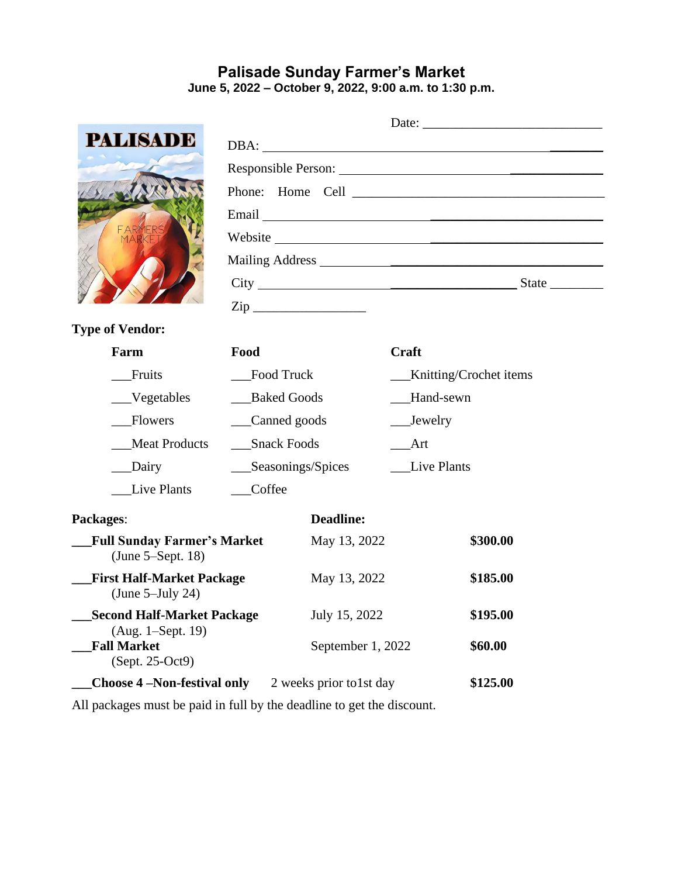# Palisade Sunday Farmer's Market

**June 5, 2022 – October 9, 2022, 9:00 a.m. to 1:30 p.m.**

Date: ___________________________

DBA: ______________________________________________________

Responsible Person: ______________________________________

Phone: Home Cell ________________________________________

Email ______________________________________________________

Website ____________________________________________________

Mailing Address ____________________________________________

City ______________________________________ State ________

Zip _________________

**Type of Vendor:**

| **Farm** | **Food** | **Craft** |
|---|---|---|
| ___Fruits | ___Food Truck | ___Knitting/Crochet items |
| ___Vegetables | ___Baked Goods | ___Hand-sewn |
| ___Flowers | ___Canned goods | ___Jewelry |
| ___Meat Products | ___Snack Foods | ___Art |
| ___Dairy | ___Seasonings/Spices | ___Live Plants |
| ___Live Plants | ___Coffee | |

| **Packages**: | **Deadline:** | |
|---|---|---|
| ___**Full Sunday Farmer's Market** (June 5–Sept. 18) | May 13, 2022 | **$300.00** |
| ___**First Half-Market Package** (June 5–July 24) | May 13, 2022 | **$185.00** |
| ___**Second Half-Market Package** (Aug. 1–Sept. 19) | July 15, 2022 | **$195.00** |
| ___**Fall Market** (Sept. 25-Oct9) | September 1, 2022 | **$60.00** |
| ___**Choose 4 –Non-festival only** | 2 weeks prior to1st day | **$125.00** |

All packages must be paid in full by the deadline to get the discount.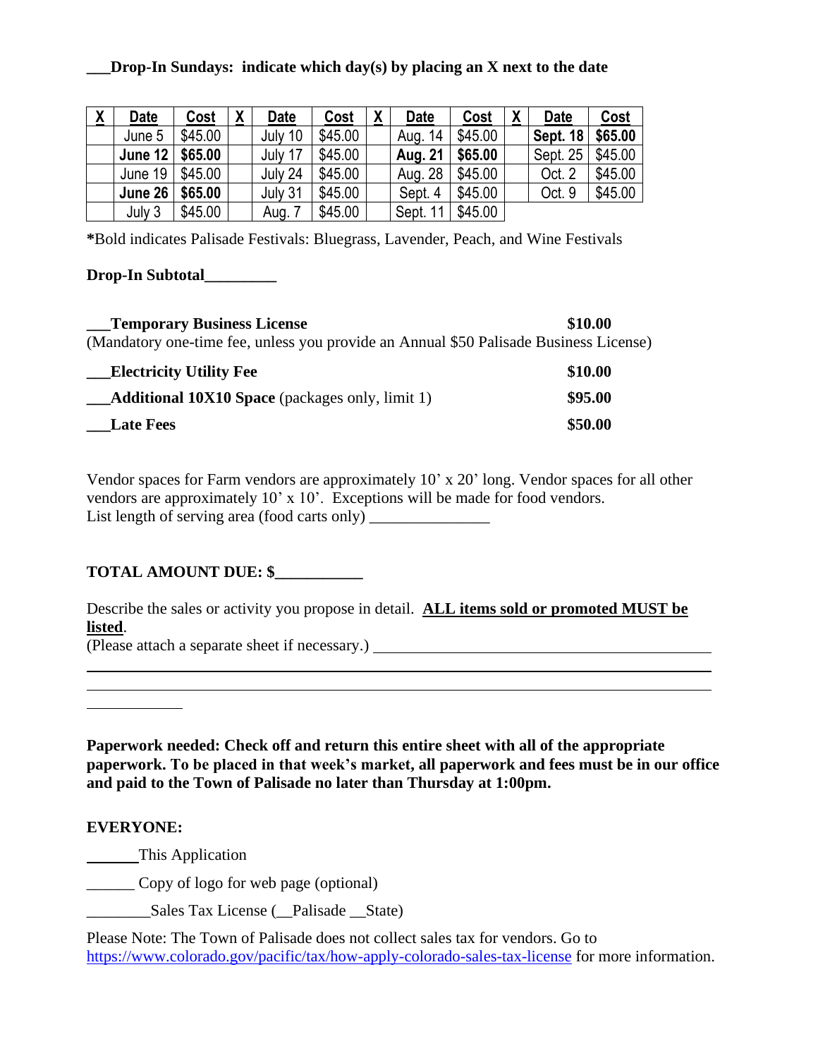**___Drop-In Sundays: indicate which day(s) by placing an X next to the date**

| X | Date | Cost | X | Date | Cost | X | Date | Cost | X | Date | Cost |
|---|---|---|---|---|---|---|---|---|---|---|---|
| | June 5 | $45.00 | | July 10 | $45.00 | | Aug. 14 | $45.00 | | **Sept. 18** | **$65.00** |
| | **June 12** | **$65.00** | | July 17 | $45.00 | | **Aug. 21** | **$65.00** | | Sept. 25 | $45.00 |
| | June 19 | $45.00 | | July 24 | $45.00 | | Aug. 28 | $45.00 | | Oct. 2 | $45.00 |
| | **June 26** | **$65.00** | | July 31 | $45.00 | | Sept. 4 | $45.00 | | Oct. 9 | $45.00 |
| | July 3 | $45.00 | | Aug. 7 | $45.00 | | Sept. 11 | $45.00 | | | |

***Bold indicates Palisade Festivals: Bluegrass, Lavender, Peach, and Wine Festivals**

**Drop-In Subtotal_________**

**___Temporary Business License** **$10.00**
(Mandatory one-time fee, unless you provide an Annual $50 Palisade Business License)

**___Electricity Utility Fee** **$10.00**

**___Additional 10X10 Space** (packages only, limit 1) **$95.00**

**___Late Fees** **$50.00**

Vendor spaces for Farm vendors are approximately 10' x 20' long. Vendor spaces for all other vendors are approximately 10' x 10'. Exceptions will be made for food vendors.
List length of serving area (food carts only) _______________

**TOTAL AMOUNT DUE: $___________**

Describe the sales or activity you propose in detail. **ALL items sold or promoted MUST be listed**.
(Please attach a separate sheet if necessary.) ____________________________________________

______________________________________________________________________________

______________________________________________________________________________

____________

**Paperwork needed: Check off and return this entire sheet with all of the appropriate paperwork. To be placed in that week's market, all paperwork and fees must be in our office and paid to the Town of Palisade no later than Thursday at 1:00pm.**

**EVERYONE:**

_______This Application

______ Copy of logo for web page (optional)

________Sales Tax License (__Palisade __State)

Please Note: The Town of Palisade does not collect sales tax for vendors. Go to https://www.colorado.gov/pacific/tax/how-apply-colorado-sales-tax-license for more information.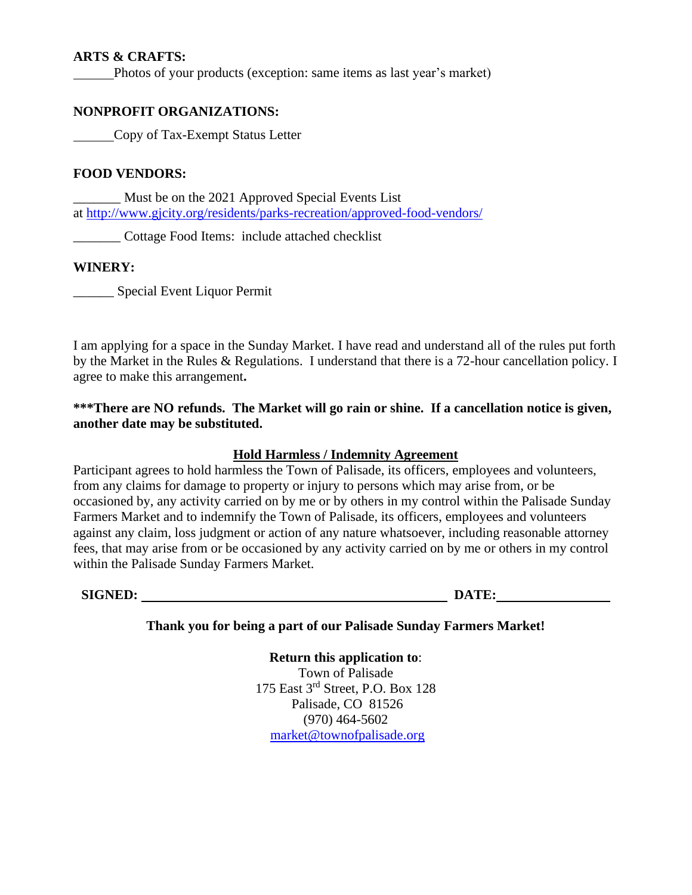**ARTS & CRAFTS:**

______Photos of your products (exception: same items as last year's market)

**NONPROFIT ORGANIZATIONS:**

______Copy of Tax-Exempt Status Letter

**FOOD VENDORS:**

_______ Must be on the 2021 Approved Special Events List at http://www.gjcity.org/residents/parks-recreation/approved-food-vendors/

_______ Cottage Food Items: include attached checklist

**WINERY:**

______ Special Event Liquor Permit

I am applying for a space in the Sunday Market. I have read and understand all of the rules put forth by the Market in the Rules & Regulations. I understand that there is a 72-hour cancellation policy. I agree to make this arrangement**.**

**\*\*\*There are NO refunds. The Market will go rain or shine. If a cancellation notice is given, another date may be substituted.**

**Hold Harmless / Indemnity Agreement**

Participant agrees to hold harmless the Town of Palisade, its officers, employees and volunteers, from any claims for damage to property or injury to persons which may arise from, or be occasioned by, any activity carried on by me or by others in my control within the Palisade Sunday Farmers Market and to indemnify the Town of Palisade, its officers, employees and volunteers against any claim, loss judgment or action of any nature whatsoever, including reasonable attorney fees, that may arise from or be occasioned by any activity carried on by me or others in my control within the Palisade Sunday Farmers Market.

**SIGNED:** ______________________________________ **DATE:**______________

**Thank you for being a part of our Palisade Sunday Farmers Market!**

**Return this application to**:
Town of Palisade
175 East 3rd Street, P.O. Box 128
Palisade, CO 81526
(970) 464-5602
market@townofpalisade.org